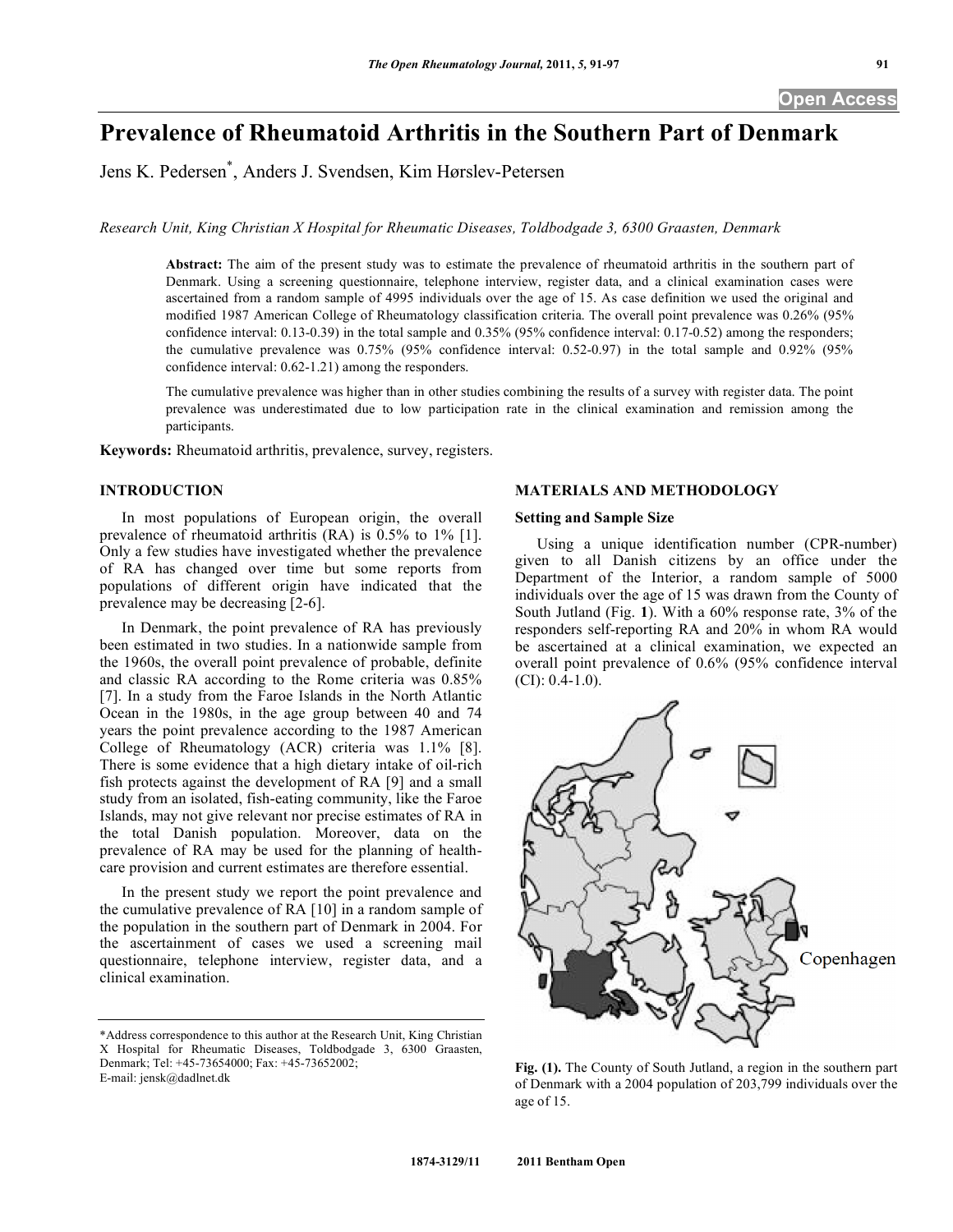# Prevalence of Rheumatoid Arthritis in the Southern Part of Denmark

Jens K. Pedersen*, Anders J. Svendsen, Kim Hørslev-Petersen

*Research Unit, King Christian X Hospital for Rheumatic Diseases, Toldbodgade 3, 6300 Graasten, Denmark*

**Abstract:** The aim of the present study was to estimate the prevalence of rheumatoid arthritis in the southern part of Denmark. Using a screening questionnaire, telephone interview, register data, and a clinical examination cases were ascertained from a random sample of 4995 individuals over the age of 15. As case definition we used the original and modified 1987 American College of Rheumatology classification criteria. The overall point prevalence was 0.26% (95% confidence interval: 0.13-0.39) in the total sample and 0.35% (95% confidence interval: 0.17-0.52) among the responders; the cumulative prevalence was 0.75% (95% confidence interval: 0.52-0.97) in the total sample and 0.92% (95% confidence interval: 0.62-1.21) among the responders.

The cumulative prevalence was higher than in other studies combining the results of a survey with register data. The point prevalence was underestimated due to low participation rate in the clinical examination and remission among the participants.

**Keywords:** Rheumatoid arthritis, prevalence, survey, registers.

## INTRODUCTION

In most populations of European origin, the overall prevalence of rheumatoid arthritis (RA) is 0.5% to 1% [1]. Only a few studies have investigated whether the prevalence of RA has changed over time but some reports from populations of different origin have indicated that the prevalence may be decreasing [2-6].

In Denmark, the point prevalence of RA has previously been estimated in two studies. In a nationwide sample from the 1960s, the overall point prevalence of probable, definite and classic RA according to the Rome criteria was 0.85% [7]. In a study from the Faroe Islands in the North Atlantic Ocean in the 1980s, in the age group between 40 and 74 years the point prevalence according to the 1987 American College of Rheumatology (ACR) criteria was 1.1% [8]. There is some evidence that a high dietary intake of oil-rich fish protects against the development of RA [9] and a small study from an isolated, fish-eating community, like the Faroe Islands, may not give relevant nor precise estimates of RA in the total Danish population. Moreover, data on the prevalence of RA may be used for the planning of health-care provision and current estimates are therefore essential.

In the present study we report the point prevalence and the cumulative prevalence of RA [10] in a random sample of the population in the southern part of Denmark in 2004. For the ascertainment of cases we used a screening mail questionnaire, telephone interview, register data, and a clinical examination.

## MATERIALS AND METHODOLOGY

### Setting and Sample Size

Using a unique identification number (CPR-number) given to all Danish citizens by an office under the Department of the Interior, a random sample of 5000 individuals over the age of 15 was drawn from the County of South Jutland (Fig. **1**). With a 60% response rate, 3% of the responders self-reporting RA and 20% in whom RA would be ascertained at a clinical examination, we expected an overall point prevalence of 0.6% (95% confidence interval (CI): 0.4-1.0).

**Fig. (1).** The County of South Jutland, a region in the southern part of Denmark with a 2004 population of 203,799 individuals over the age of 15.

*Address correspondence to this author at the Research Unit, King Christian X Hospital for Rheumatic Diseases, Toldbodgade 3, 6300 Graasten, Denmark; Tel: +45-73654000; Fax: +45-73652002; E-mail: jensk@dadlnet.dk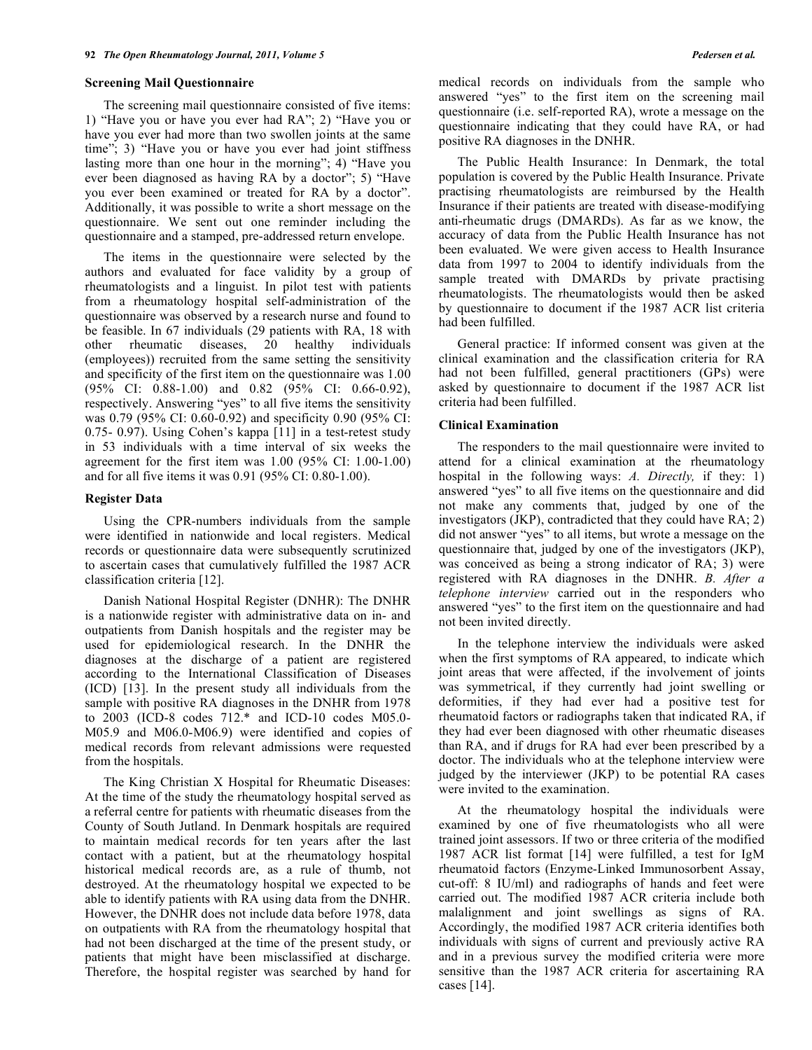### Screening Mail Questionnaire

The screening mail questionnaire consisted of five items: 1) "Have you or have you ever had RA"; 2) "Have you or have you ever had more than two swollen joints at the same time"; 3) "Have you or have you ever had joint stiffness lasting more than one hour in the morning"; 4) "Have you ever been diagnosed as having RA by a doctor"; 5) "Have you ever been examined or treated for RA by a doctor". Additionally, it was possible to write a short message on the questionnaire. We sent out one reminder including the questionnaire and a stamped, pre-addressed return envelope.

The items in the questionnaire were selected by the authors and evaluated for face validity by a group of rheumatologists and a linguist. In pilot test with patients from a rheumatology hospital self-administration of the questionnaire was observed by a research nurse and found to be feasible. In 67 individuals (29 patients with RA, 18 with other rheumatic diseases, 20 healthy individuals (employees)) recruited from the same setting the sensitivity and specificity of the first item on the questionnaire was 1.00 (95% CI: 0.88-1.00) and 0.82 (95% CI: 0.66-0.92), respectively. Answering "yes" to all five items the sensitivity was 0.79 (95% CI: 0.60-0.92) and specificity 0.90 (95% CI: 0.75- 0.97). Using Cohen's kappa [11] in a test-retest study in 53 individuals with a time interval of six weeks the agreement for the first item was 1.00 (95% CI: 1.00-1.00) and for all five items it was 0.91 (95% CI: 0.80-1.00).

### Register Data

Using the CPR-numbers individuals from the sample were identified in nationwide and local registers. Medical records or questionnaire data were subsequently scrutinized to ascertain cases that cumulatively fulfilled the 1987 ACR classification criteria [12].

Danish National Hospital Register (DNHR): The DNHR is a nationwide register with administrative data on in- and outpatients from Danish hospitals and the register may be used for epidemiological research. In the DNHR the diagnoses at the discharge of a patient are registered according to the International Classification of Diseases (ICD) [13]. In the present study all individuals from the sample with positive RA diagnoses in the DNHR from 1978 to 2003 (ICD-8 codes 712.* and ICD-10 codes M05.0-M05.9 and M06.0-M06.9) were identified and copies of medical records from relevant admissions were requested from the hospitals.

The King Christian X Hospital for Rheumatic Diseases: At the time of the study the rheumatology hospital served as a referral centre for patients with rheumatic diseases from the County of South Jutland. In Denmark hospitals are required to maintain medical records for ten years after the last contact with a patient, but at the rheumatology hospital historical medical records are, as a rule of thumb, not destroyed. At the rheumatology hospital we expected to be able to identify patients with RA using data from the DNHR. However, the DNHR does not include data before 1978, data on outpatients with RA from the rheumatology hospital that had not been discharged at the time of the present study, or patients that might have been misclassified at discharge. Therefore, the hospital register was searched by hand for medical records on individuals from the sample who answered "yes" to the first item on the screening mail questionnaire (i.e. self-reported RA), wrote a message on the questionnaire indicating that they could have RA, or had positive RA diagnoses in the DNHR.

The Public Health Insurance: In Denmark, the total population is covered by the Public Health Insurance. Private practising rheumatologists are reimbursed by the Health Insurance if their patients are treated with disease-modifying anti-rheumatic drugs (DMARDs). As far as we know, the accuracy of data from the Public Health Insurance has not been evaluated. We were given access to Health Insurance data from 1997 to 2004 to identify individuals from the sample treated with DMARDs by private practising rheumatologists. The rheumatologists would then be asked by questionnaire to document if the 1987 ACR list criteria had been fulfilled.

General practice: If informed consent was given at the clinical examination and the classification criteria for RA had not been fulfilled, general practitioners (GPs) were asked by questionnaire to document if the 1987 ACR list criteria had been fulfilled.

### Clinical Examination

The responders to the mail questionnaire were invited to attend for a clinical examination at the rheumatology hospital in the following ways: *A. Directly,* if they: 1) answered "yes" to all five items on the questionnaire and did not make any comments that, judged by one of the investigators (JKP), contradicted that they could have RA; 2) did not answer "yes" to all items, but wrote a message on the questionnaire that, judged by one of the investigators (JKP), was conceived as being a strong indicator of RA; 3) were registered with RA diagnoses in the DNHR. *B. After a telephone interview* carried out in the responders who answered "yes" to the first item on the questionnaire and had not been invited directly.

In the telephone interview the individuals were asked when the first symptoms of RA appeared, to indicate which joint areas that were affected, if the involvement of joints was symmetrical, if they currently had joint swelling or deformities, if they had ever had a positive test for rheumatoid factors or radiographs taken that indicated RA, if they had ever been diagnosed with other rheumatic diseases than RA, and if drugs for RA had ever been prescribed by a doctor. The individuals who at the telephone interview were judged by the interviewer (JKP) to be potential RA cases were invited to the examination.

At the rheumatology hospital the individuals were examined by one of five rheumatologists who all were trained joint assessors. If two or three criteria of the modified 1987 ACR list format [14] were fulfilled, a test for IgM rheumatoid factors (Enzyme-Linked Immunosorbent Assay, cut-off: 8 IU/ml) and radiographs of hands and feet were carried out. The modified 1987 ACR criteria include both malalignment and joint swellings as signs of RA. Accordingly, the modified 1987 ACR criteria identifies both individuals with signs of current and previously active RA and in a previous survey the modified criteria were more sensitive than the 1987 ACR criteria for ascertaining RA cases [14].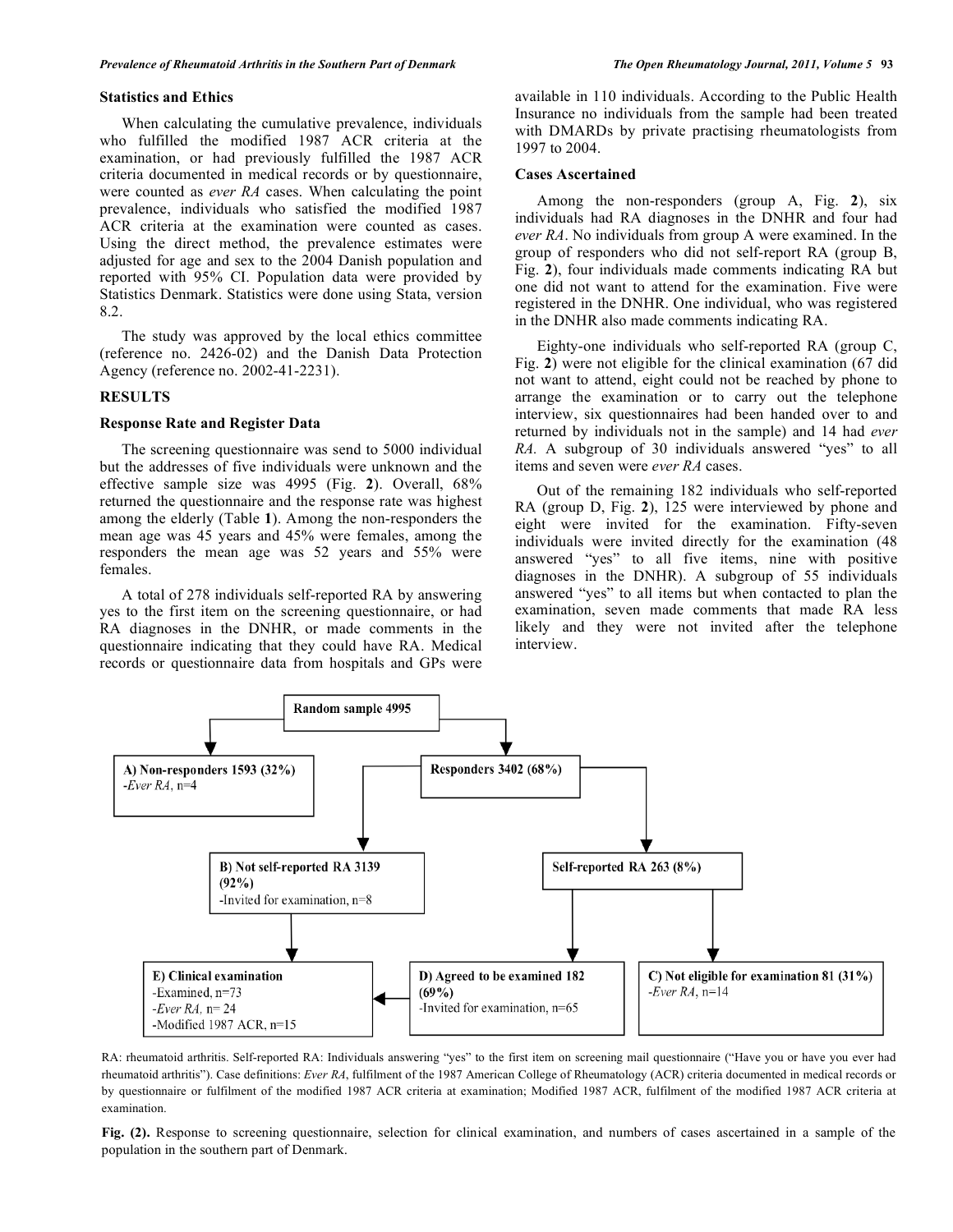### Statistics and Ethics

When calculating the cumulative prevalence, individuals who fulfilled the modified 1987 ACR criteria at the examination, or had previously fulfilled the 1987 ACR criteria documented in medical records or by questionnaire, were counted as *ever RA* cases. When calculating the point prevalence, individuals who satisfied the modified 1987 ACR criteria at the examination were counted as cases. Using the direct method, the prevalence estimates were adjusted for age and sex to the 2004 Danish population and reported with 95% CI. Population data were provided by Statistics Denmark. Statistics were done using Stata, version 8.2.

The study was approved by the local ethics committee (reference no. 2426-02) and the Danish Data Protection Agency (reference no. 2002-41-2231).

## RESULTS

### Response Rate and Register Data

The screening questionnaire was send to 5000 individual but the addresses of five individuals were unknown and the effective sample size was 4995 (Fig. **2**). Overall, 68% returned the questionnaire and the response rate was highest among the elderly (Table **1**). Among the non-responders the mean age was 45 years and 45% were females, among the responders the mean age was 52 years and 55% were females.

A total of 278 individuals self-reported RA by answering yes to the first item on the screening questionnaire, or had RA diagnoses in the DNHR, or made comments in the questionnaire indicating that they could have RA. Medical records or questionnaire data from hospitals and GPs were available in 110 individuals. According to the Public Health Insurance no individuals from the sample had been treated with DMARDs by private practising rheumatologists from 1997 to 2004.

### Cases Ascertained

Among the non-responders (group A, Fig. **2**), six individuals had RA diagnoses in the DNHR and four had *ever RA*. No individuals from group A were examined. In the group of responders who did not self-report RA (group B, Fig. **2**), four individuals made comments indicating RA but one did not want to attend for the examination. Five were registered in the DNHR. One individual, who was registered in the DNHR also made comments indicating RA.

Eighty-one individuals who self-reported RA (group C, Fig. **2**) were not eligible for the clinical examination (67 did not want to attend, eight could not be reached by phone to arrange the examination or to carry out the telephone interview, six questionnaires had been handed over to and returned by individuals not in the sample) and 14 had *ever RA.* A subgroup of 30 individuals answered "yes" to all items and seven were *ever RA* cases.

Out of the remaining 182 individuals who self-reported RA (group D, Fig. **2**), 125 were interviewed by phone and eight were invited for the examination. Fifty-seven individuals were invited directly for the examination (48 answered "yes" to all five items, nine with positive diagnoses in the DNHR). A subgroup of 55 individuals answered "yes" to all items but when contacted to plan the examination, seven made comments that made RA less likely and they were not invited after the telephone interview.

Random sample 4995
- A) Non-responders 1593 (32%) — *Ever RA*, n=4
- Responders 3402 (68%)
  - B) Not self-reported RA 3139 (92%) — Invited for examination, n=8
  - Self-reported RA 263 (8%)
    - D) Agreed to be examined 182 (69%) — Invited for examination, n=65
    - C) Not eligible for examination 81 (31%) — *Ever RA*, n=14
- E) Clinical examination — Examined, n=73; *Ever RA*, n= 24; Modified 1987 ACR, n=15

RA: rheumatoid arthritis. Self-reported RA: Individuals answering "yes" to the first item on screening mail questionnaire ("Have you or have you ever had rheumatoid arthritis"). Case definitions: *Ever RA*, fulfilment of the 1987 American College of Rheumatology (ACR) criteria documented in medical records or by questionnaire or fulfilment of the modified 1987 ACR criteria at examination; Modified 1987 ACR, fulfilment of the modified 1987 ACR criteria at examination.

**Fig. (2).** Response to screening questionnaire, selection for clinical examination, and numbers of cases ascertained in a sample of the population in the southern part of Denmark.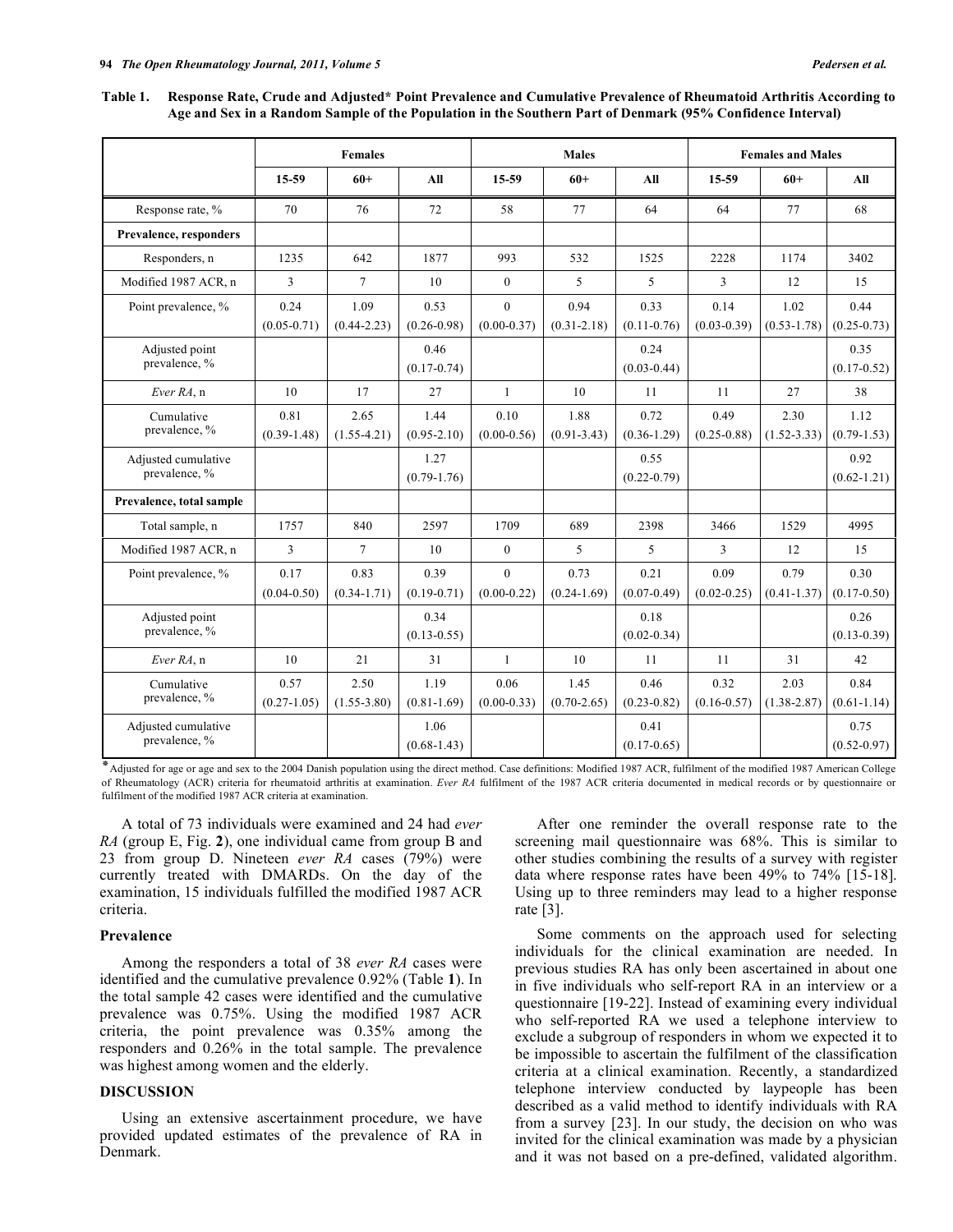**Table 1. Response Rate, Crude and Adjusted* Point Prevalence and Cumulative Prevalence of Rheumatoid Arthritis According to Age and Sex in a Random Sample of the Population in the Southern Part of Denmark (95% Confidence Interval)**

| | Females | | | Males | | | Females and Males | | |
|---|---|---|---|---|---|---|---|---|---|
| | 15-59 | 60+ | All | 15-59 | 60+ | All | 15-59 | 60+ | All |
| Response rate, % | 70 | 76 | 72 | 58 | 77 | 64 | 64 | 77 | 68 |
| **Prevalence, responders** | | | | | | | | | |
| Responders, n | 1235 | 642 | 1877 | 993 | 532 | 1525 | 2228 | 1174 | 3402 |
| Modified 1987 ACR, n | 3 | 7 | 10 | 0 | 5 | 5 | 3 | 12 | 15 |
| Point prevalence, % | 0.24 (0.05-0.71) | 1.09 (0.44-2.23) | 0.53 (0.26-0.98) | 0 (0.00-0.37) | 0.94 (0.31-2.18) | 0.33 (0.11-0.76) | 0.14 (0.03-0.39) | 1.02 (0.53-1.78) | 0.44 (0.25-0.73) |
| Adjusted point prevalence, % | | | 0.46 (0.17-0.74) | | | 0.24 (0.03-0.44) | | | 0.35 (0.17-0.52) |
| *Ever RA*, n | 10 | 17 | 27 | 1 | 10 | 11 | 11 | 27 | 38 |
| Cumulative prevalence, % | 0.81 (0.39-1.48) | 2.65 (1.55-4.21) | 1.44 (0.95-2.10) | 0.10 (0.00-0.56) | 1.88 (0.91-3.43) | 0.72 (0.36-1.29) | 0.49 (0.25-0.88) | 2.30 (1.52-3.33) | 1.12 (0.79-1.53) |
| Adjusted cumulative prevalence, % | | | 1.27 (0.79-1.76) | | | 0.55 (0.22-0.79) | | | 0.92 (0.62-1.21) |
| **Prevalence, total sample** | | | | | | | | | |
| Total sample, n | 1757 | 840 | 2597 | 1709 | 689 | 2398 | 3466 | 1529 | 4995 |
| Modified 1987 ACR, n | 3 | 7 | 10 | 0 | 5 | 5 | 3 | 12 | 15 |
| Point prevalence, % | 0.17 (0.04-0.50) | 0.83 (0.34-1.71) | 0.39 (0.19-0.71) | 0 (0.00-0.22) | 0.73 (0.24-1.69) | 0.21 (0.07-0.49) | 0.09 (0.02-0.25) | 0.79 (0.41-1.37) | 0.30 (0.17-0.50) |
| Adjusted point prevalence, % | | | 0.34 (0.13-0.55) | | | 0.18 (0.02-0.34) | | | 0.26 (0.13-0.39) |
| *Ever RA*, n | 10 | 21 | 31 | 1 | 10 | 11 | 11 | 31 | 42 |
| Cumulative prevalence, % | 0.57 (0.27-1.05) | 2.50 (1.55-3.80) | 1.19 (0.81-1.69) | 0.06 (0.00-0.33) | 1.45 (0.70-2.65) | 0.46 (0.23-0.82) | 0.32 (0.16-0.57) | 2.03 (1.38-2.87) | 0.84 (0.61-1.14) |
| Adjusted cumulative prevalence, % | | | 1.06 (0.68-1.43) | | | 0.41 (0.17-0.65) | | | 0.75 (0.52-0.97) |

*Adjusted for age or age and sex to the 2004 Danish population using the direct method. Case definitions: Modified 1987 ACR, fulfilment of the modified 1987 American College of Rheumatology (ACR) criteria for rheumatoid arthritis at examination. *Ever RA* fulfilment of the 1987 ACR criteria documented in medical records or by questionnaire or fulfilment of the modified 1987 ACR criteria at examination.

A total of 73 individuals were examined and 24 had *ever RA* (group E, Fig. **2**), one individual came from group B and 23 from group D. Nineteen *ever RA* cases (79%) were currently treated with DMARDs. On the day of the examination, 15 individuals fulfilled the modified 1987 ACR criteria.

### Prevalence

Among the responders a total of 38 *ever RA* cases were identified and the cumulative prevalence 0.92% (Table **1**). In the total sample 42 cases were identified and the cumulative prevalence was 0.75%. Using the modified 1987 ACR criteria, the point prevalence was 0.35% among the responders and 0.26% in the total sample. The prevalence was highest among women and the elderly.

## DISCUSSION

Using an extensive ascertainment procedure, we have provided updated estimates of the prevalence of RA in Denmark.

After one reminder the overall response rate to the screening mail questionnaire was 68%. This is similar to other studies combining the results of a survey with register data where response rates have been 49% to 74% [15-18]. Using up to three reminders may lead to a higher response rate [3].

Some comments on the approach used for selecting individuals for the clinical examination are needed. In previous studies RA has only been ascertained in about one in five individuals who self-report RA in an interview or a questionnaire [19-22]. Instead of examining every individual who self-reported RA we used a telephone interview to exclude a subgroup of responders in whom we expected it to be impossible to ascertain the fulfilment of the classification criteria at a clinical examination. Recently, a standardized telephone interview conducted by laypeople has been described as a valid method to identify individuals with RA from a survey [23]. In our study, the decision on who was invited for the clinical examination was made by a physician and it was not based on a pre-defined, validated algorithm.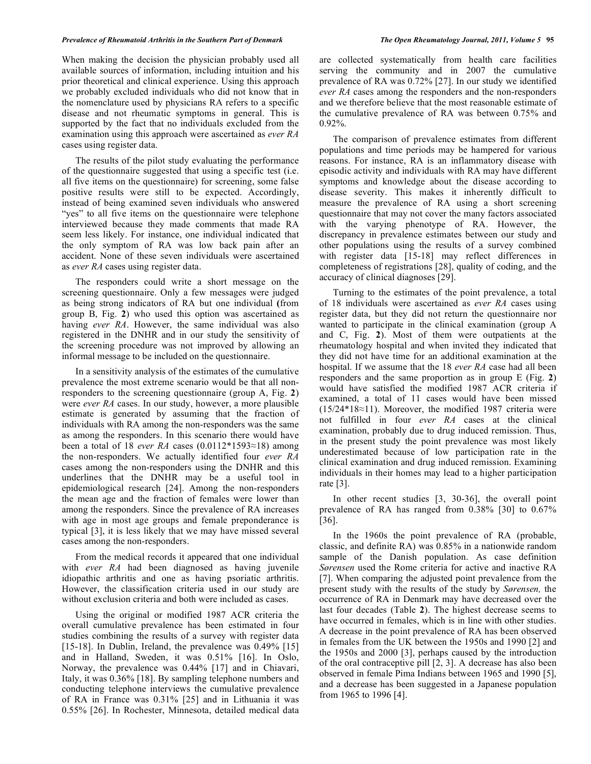When making the decision the physician probably used all available sources of information, including intuition and his prior theoretical and clinical experience. Using this approach we probably excluded individuals who did not know that in the nomenclature used by physicians RA refers to a specific disease and not rheumatic symptoms in general. This is supported by the fact that no individuals excluded from the examination using this approach were ascertained as *ever RA* cases using register data.

The results of the pilot study evaluating the performance of the questionnaire suggested that using a specific test (i.e. all five items on the questionnaire) for screening, some false positive results were still to be expected. Accordingly, instead of being examined seven individuals who answered "yes" to all five items on the questionnaire were telephone interviewed because they made comments that made RA seem less likely. For instance, one individual indicated that the only symptom of RA was low back pain after an accident. None of these seven individuals were ascertained as *ever RA* cases using register data.

The responders could write a short message on the screening questionnaire. Only a few messages were judged as being strong indicators of RA but one individual (from group B, Fig. **2**) who used this option was ascertained as having *ever RA*. However, the same individual was also registered in the DNHR and in our study the sensitivity of the screening procedure was not improved by allowing an informal message to be included on the questionnaire.

In a sensitivity analysis of the estimates of the cumulative prevalence the most extreme scenario would be that all non-responders to the screening questionnaire (group A, Fig. **2**) were *ever RA* cases. In our study, however, a more plausible estimate is generated by assuming that the fraction of individuals with RA among the non-responders was the same as among the responders. In this scenario there would have been a total of 18 *ever RA* cases ($0.0112*1593 \approx 18$) among the non-responders. We actually identified four *ever RA* cases among the non-responders using the DNHR and this underlines that the DNHR may be a useful tool in epidemiological research [24]. Among the non-responders the mean age and the fraction of females were lower than among the responders. Since the prevalence of RA increases with age in most age groups and female preponderance is typical [3], it is less likely that we may have missed several cases among the non-responders.

From the medical records it appeared that one individual with *ever RA* had been diagnosed as having juvenile idiopathic arthritis and one as having psoriatic arthritis. However, the classification criteria used in our study are without exclusion criteria and both were included as cases.

Using the original or modified 1987 ACR criteria the overall cumulative prevalence has been estimated in four studies combining the results of a survey with register data [15-18]. In Dublin, Ireland, the prevalence was 0.49% [15] and in Halland, Sweden, it was 0.51% [16]. In Oslo, Norway, the prevalence was 0.44% [17] and in Chiavari, Italy, it was 0.36% [18]. By sampling telephone numbers and conducting telephone interviews the cumulative prevalence of RA in France was 0.31% [25] and in Lithuania it was 0.55% [26]. In Rochester, Minnesota, detailed medical data are collected systematically from health care facilities serving the community and in 2007 the cumulative prevalence of RA was 0.72% [27]. In our study we identified *ever RA* cases among the responders and the non-responders and we therefore believe that the most reasonable estimate of the cumulative prevalence of RA was between 0.75% and 0.92%.

The comparison of prevalence estimates from different populations and time periods may be hampered for various reasons. For instance, RA is an inflammatory disease with episodic activity and individuals with RA may have different symptoms and knowledge about the disease according to disease severity. This makes it inherently difficult to measure the prevalence of RA using a short screening questionnaire that may not cover the many factors associated with the varying phenotype of RA. However, the discrepancy in prevalence estimates between our study and other populations using the results of a survey combined with register data [15-18] may reflect differences in completeness of registrations [28], quality of coding, and the accuracy of clinical diagnoses [29].

Turning to the estimates of the point prevalence, a total of 18 individuals were ascertained as *ever RA* cases using register data, but they did not return the questionnaire nor wanted to participate in the clinical examination (group A and C, Fig. **2**). Most of them were outpatients at the rheumatology hospital and when invited they indicated that they did not have time for an additional examination at the hospital. If we assume that the 18 *ever RA* case had all been responders and the same proportion as in group E (Fig. **2**) would have satisfied the modified 1987 ACR criteria if examined, a total of 11 cases would have been missed ($15/24*18 \approx 11$). Moreover, the modified 1987 criteria were not fulfilled in four *ever RA* cases at the clinical examination, probably due to drug induced remission. Thus, in the present study the point prevalence was most likely underestimated because of low participation rate in the clinical examination and drug induced remission. Examining individuals in their homes may lead to a higher participation rate [3].

In other recent studies [3, 30-36], the overall point prevalence of RA has ranged from 0.38% [30] to 0.67% [36].

In the 1960s the point prevalence of RA (probable, classic, and definite RA) was 0.85% in a nationwide random sample of the Danish population. As case definition *Sørensen* used the Rome criteria for active and inactive RA [7]. When comparing the adjusted point prevalence from the present study with the results of the study by *Sørensen,* the occurrence of RA in Denmark may have decreased over the last four decades (Table **2**). The highest decrease seems to have occurred in females, which is in line with other studies. A decrease in the point prevalence of RA has been observed in females from the UK between the 1950s and 1990 [2] and the 1950s and 2000 [3], perhaps caused by the introduction of the oral contraceptive pill [2, 3]. A decrease has also been observed in female Pima Indians between 1965 and 1990 [5], and a decrease has been suggested in a Japanese population from 1965 to 1996 [4].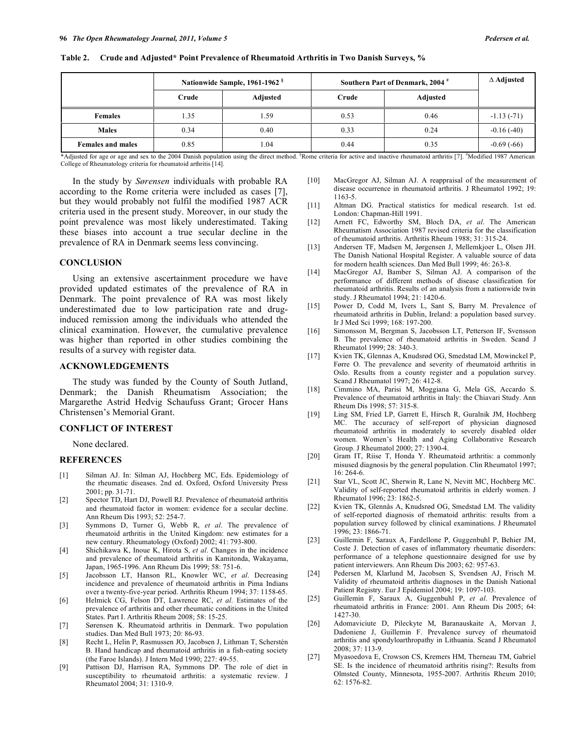**Table 2. Crude and Adjusted\* Point Prevalence of Rheumatoid Arthritis in Two Danish Surveys, %**

| | Nationwide Sample, 1961-1962 [§] | | Southern Part of Denmark, 2004 [#] | | Δ Adjusted |
|---|---|---|---|---|---|
| | Crude | Adjusted | Crude | Adjusted | |
| **Females** | 1.35 | 1.59 | 0.53 | 0.46 | -1.13 (-71) |
| **Males** | 0.34 | 0.40 | 0.33 | 0.24 | -0.16 (-40) |
| **Females and males** | 0.85 | 1.04 | 0.44 | 0.35 | -0.69 (-66) |

\*Adjusted for age or age and sex to the 2004 Danish population using the direct method. [§]Rome criteria for active and inactive rheumatoid arthritis [7]. [#]Modified 1987 American College of Rheumatology criteria for rheumatoid arthritis [14].

In the study by *Sørensen* individuals with probable RA according to the Rome criteria were included as cases [7], but they would probably not fulfil the modified 1987 ACR criteria used in the present study. Moreover, in our study the point prevalence was most likely underestimated. Taking these biases into account a true secular decline in the prevalence of RA in Denmark seems less convincing.

## CONCLUSION

Using an extensive ascertainment procedure we have provided updated estimates of the prevalence of RA in Denmark. The point prevalence of RA was most likely underestimated due to low participation rate and drug-induced remission among the individuals who attended the clinical examination. However, the cumulative prevalence was higher than reported in other studies combining the results of a survey with register data.

## ACKNOWLEDGEMENTS

The study was funded by the County of South Jutland, Denmark; the Danish Rheumatism Association; the Margarethe Astrid Hedvig Schaufuss Grant; Grocer Hans Christensen's Memorial Grant.

## CONFLICT OF INTEREST

None declared.

## REFERENCES

[1] Silman AJ. In: Silman AJ, Hochberg MC, Eds. Epidemiology of the rheumatic diseases. 2nd ed. Oxford, Oxford University Press 2001; pp. 31-71.

[2] Spector TD, Hart DJ, Powell RJ. Prevalence of rheumatoid arthritis and rheumatoid factor in women: evidence for a secular decline. Ann Rheum Dis 1993; 52: 254-7.

[3] Symmons D, Turner G, Webb R, *et al*. The prevalence of rheumatoid arthritis in the United Kingdom: new estimates for a new century. Rheumatology (Oxford) 2002; 41: 793-800.

[4] Shichikawa K, Inoue K, Hirota S, *et al*. Changes in the incidence and prevalence of rheumatoid arthritis in Kamitonda, Wakayama, Japan, 1965-1996. Ann Rheum Dis 1999; 58: 751-6.

[5] Jacobsson LT, Hanson RL, Knowler WC, *et al*. Decreasing incidence and prevalence of rheumatoid arthritis in Pima Indians over a twenty-five-year period. Arthritis Rheum 1994; 37: 1158-65.

[6] Helmick CG, Felson DT, Lawrence RC, *et al*. Estimates of the prevalence of arthritis and other rheumatic conditions in the United States. Part I. Arthritis Rheum 2008; 58: 15-25.

[7] Sørensen K. Rheumatoid arthritis in Denmark. Two population studies. Dan Med Bull 1973; 20: 86-93.

[8] Recht L, Helin P, Rasmussen JO, Jacobsen J, Lithman T, Scherstén B. Hand handicap and rheumatoid arthritis in a fish-eating society (the Faroe Islands). J Intern Med 1990; 227: 49-55.

[9] Pattison DJ, Harrison RA, Symmons DP. The role of diet in susceptibility to rheumatoid arthritis: a systematic review. J Rheumatol 2004; 31: 1310-9.

[10] MacGregor AJ, Silman AJ. A reappraisal of the measurement of disease occurrence in rheumatoid arthritis. J Rheumatol 1992; 19: 1163-5.

[11] Altman DG. Practical statistics for medical research. 1st ed. London: Chapman-Hill 1991.

[12] Arnett FC, Edworthy SM, Bloch DA, *et al*. The American Rheumatism Association 1987 revised criteria for the classification of rheumatoid arthritis. Arthritis Rheum 1988; 31: 315-24.

[13] Andersen TF, Madsen M, Jørgensen J, Mellemkjoer L, Olsen JH. The Danish National Hospital Register. A valuable source of data for modern health sciences. Dan Med Bull 1999; 46: 263-8.

[14] MacGregor AJ, Bamber S, Silman AJ. A comparison of the performance of different methods of disease classification for rheumatoid arthritis. Results of an analysis from a nationwide twin study. J Rheumatol 1994; 21: 1420-6.

[15] Power D, Codd M, Ivers L, Sant S, Barry M. Prevalence of rheumatoid arthritis in Dublin, Ireland: a population based survey. Ir J Med Sci 1999; 168: 197-200.

[16] Simonsson M, Bergman S, Jacobsson LT, Petterson IF, Svensson B. The prevalence of rheumatoid arthritis in Sweden. Scand J Rheumatol 1999; 28: 340-3.

[17] Kvien TK, Glennas A, Knudsrød OG, Smedstad LM, Mowinckel P, Førre O. The prevalence and severity of rheumatoid arthritis in Oslo. Results from a county register and a population survey. Scand J Rheumatol 1997; 26: 412-8.

[18] Cimmino MA, Parisi M, Moggiana G, Mela GS, Accardo S. Prevalence of rheumatoid arthritis in Italy: the Chiavari Study. Ann Rheum Dis 1998; 57: 315-8.

[19] Ling SM, Fried LP, Garrett E, Hirsch R, Guralnik JM, Hochberg MC. The accuracy of self-report of physician diagnosed rheumatoid arthritis in moderately to severely disabled older women. Women's Health and Aging Collaborative Research Group. J Rheumatol 2000; 27: 1390-4.

[20] Gram IT, Riise T, Honda Y. Rheumatoid arthritis: a commonly misused diagnosis by the general population. Clin Rheumatol 1997; 16: 264-6.

[21] Star VL, Scott JC, Sherwin R, Lane N, Nevitt MC, Hochberg MC. Validity of self-reported rheumatoid arthritis in elderly women. J Rheumatol 1996; 23: 1862-5.

[22] Kvien TK, Glennås A, Knudsrød OG, Smedstad LM. The validity of self-reported diagnosis of rhematoid arthritis: results from a population survey followed by clinical examinations. J Rheumatol 1996; 23: 1866-71.

[23] Guillemin F, Saraux A, Fardellone P, Guggenbuhl P, Behier JM, Coste J. Detection of cases of inflammatory rheumatic disorders: performance of a telephone questionnaire designed for use by patient interviewers. Ann Rheum Dis 2003; 62: 957-63.

[24] Pedersen M, Klarlund M, Jacobsen S, Svendsen AJ, Frisch M. Validity of rheumatoid arthritis diagnoses in the Danish National Patient Registry. Eur J Epidemiol 2004; 19: 1097-103.

[25] Guillemin F, Saraux A, Guggenbuhl P, *et al*. Prevalence of rheumatoid arthritis in France: 2001. Ann Rheum Dis 2005; 64: 1427-30.

[26] Adomaviciute D, Pileckyte M, Baranauskaite A, Morvan J, Dadoniene J, Guillemin F. Prevalence survey of rheumatoid arthritis and spondyloarthropathy in Lithuania. Scand J Rheumatol 2008; 37: 113-9.

[27] Myasoedova E, Crowson CS, Kremers HM, Therneau TM, Gabriel SE. Is the incidence of rheumatoid arthritis rising?: Results from Olmsted County, Minnesota, 1955-2007. Arthritis Rheum 2010; 62: 1576-82.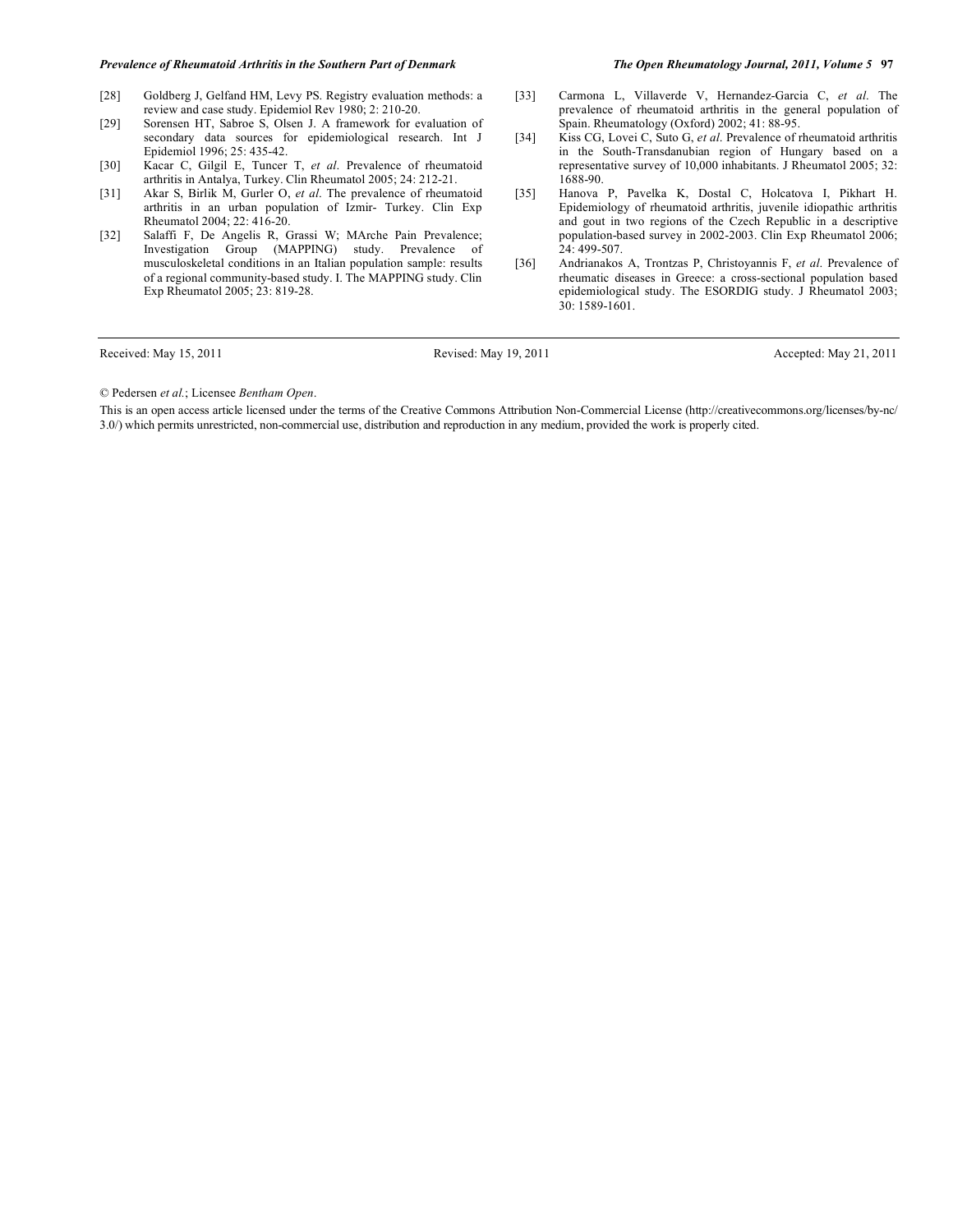[28] Goldberg J, Gelfand HM, Levy PS. Registry evaluation methods: a review and case study. Epidemiol Rev 1980; 2: 210-20.

[29] Sorensen HT, Sabroe S, Olsen J. A framework for evaluation of secondary data sources for epidemiological research. Int J Epidemiol 1996; 25: 435-42.

[30] Kacar C, Gilgil E, Tuncer T, *et al*. Prevalence of rheumatoid arthritis in Antalya, Turkey. Clin Rheumatol 2005; 24: 212-21.

[31] Akar S, Birlik M, Gurler O, *et al*. The prevalence of rheumatoid arthritis in an urban population of Izmir- Turkey. Clin Exp Rheumatol 2004; 22: 416-20.

[32] Salaffi F, De Angelis R, Grassi W; MArche Pain Prevalence; Investigation Group (MAPPING) study. Prevalence of musculoskeletal conditions in an Italian population sample: results of a regional community-based study. I. The MAPPING study. Clin Exp Rheumatol 2005; 23: 819-28.

[33] Carmona L, Villaverde V, Hernandez-Garcia C, *et al*. The prevalence of rheumatoid arthritis in the general population of Spain. Rheumatology (Oxford) 2002; 41: 88-95.

[34] Kiss CG, Lovei C, Suto G, *et al*. Prevalence of rheumatoid arthritis in the South-Transdanubian region of Hungary based on a representative survey of 10,000 inhabitants. J Rheumatol 2005; 32: 1688-90.

[35] Hanova P, Pavelka K, Dostal C, Holcatova I, Pikhart H. Epidemiology of rheumatoid arthritis, juvenile idiopathic arthritis and gout in two regions of the Czech Republic in a descriptive population-based survey in 2002-2003. Clin Exp Rheumatol 2006; 24: 499-507.

[36] Andrianakos A, Trontzas P, Christoyannis F, *et al*. Prevalence of rheumatic diseases in Greece: a cross-sectional population based epidemiological study. The ESORDIG study. J Rheumatol 2003; 30: 1589-1601.

---

Received: May 15, 2011 Revised: May 19, 2011 Accepted: May 21, 2011

© Pedersen *et al.*; Licensee *Bentham Open*.

This is an open access article licensed under the terms of the Creative Commons Attribution Non-Commercial License (http://creativecommons.org/licenses/by-nc/3.0/) which permits unrestricted, non-commercial use, distribution and reproduction in any medium, provided the work is properly cited.